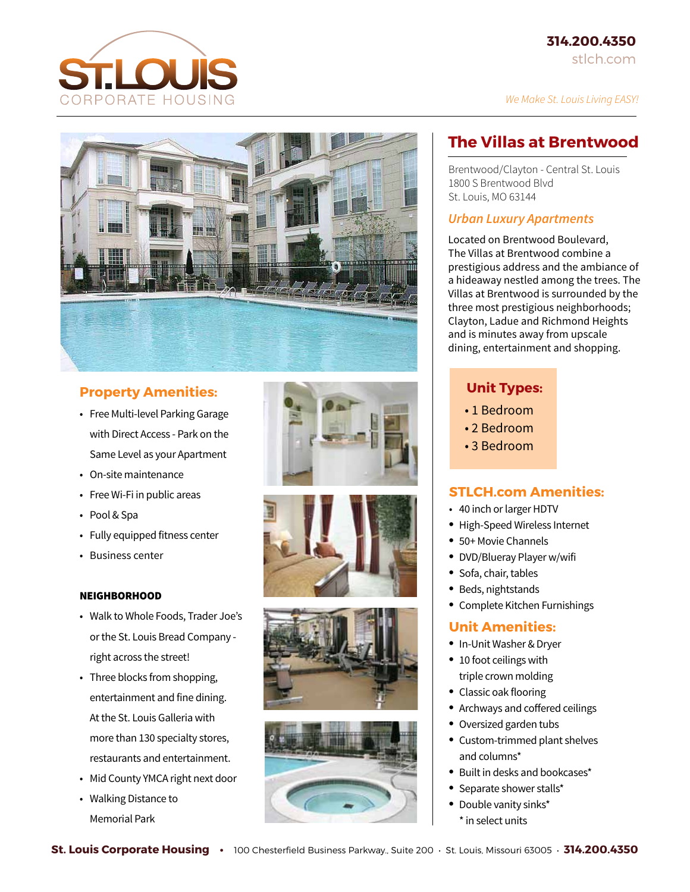ST.LOUIS CORPORATE HOUSING

314.200.4350
stlch.com

*We Make St. Louis Living EASY!*

# The Villas at Brentwood

Brentwood/Clayton - Central St. Louis
1800 S Brentwood Blvd
St. Louis, MO 63144

## *Urban Luxury Apartments*

Located on Brentwood Boulevard, The Villas at Brentwood combine a prestigious address and the ambiance of a hideaway nestled among the trees. The Villas at Brentwood is surrounded by the three most prestigious neighborhoods; Clayton, Ladue and Richmond Heights and is minutes away from upscale dining, entertainment and shopping.

## Property Amenities:

- Free Multi-level Parking Garage with Direct Access - Park on the Same Level as your Apartment
- On-site maintenance
- Free Wi-Fi in public areas
- Pool & Spa
- Fully equipped fitness center
- Business center

### NEIGHBORHOOD

- Walk to Whole Foods, Trader Joe's or the St. Louis Bread Company - right across the street!
- Three blocks from shopping, entertainment and fine dining. At the St. Louis Galleria with more than 130 specialty stores, restaurants and entertainment.
- Mid County YMCA right next door
- Walking Distance to Memorial Park

## Unit Types:

- 1 Bedroom
- 2 Bedroom
- 3 Bedroom

## STLCH.com Amenities:

- 40 inch or larger HDTV
- High-Speed Wireless Internet
- 50+ Movie Channels
- DVD/Blueray Player w/wifi
- Sofa, chair, tables
- Beds, nightstands
- Complete Kitchen Furnishings

## Unit Amenities:

- In-Unit Washer & Dryer
- 10 foot ceilings with triple crown molding
- Classic oak flooring
- Archways and coffered ceilings
- Oversized garden tubs
- Custom-trimmed plant shelves and columns*
- Built in desks and bookcases*
- Separate shower stalls*
- Double vanity sinks*

\* in select units

**St. Louis Corporate Housing** • 100 Chesterfield Business Parkway., Suite 200 · St. Louis, Missouri 63005 · **314.200.4350**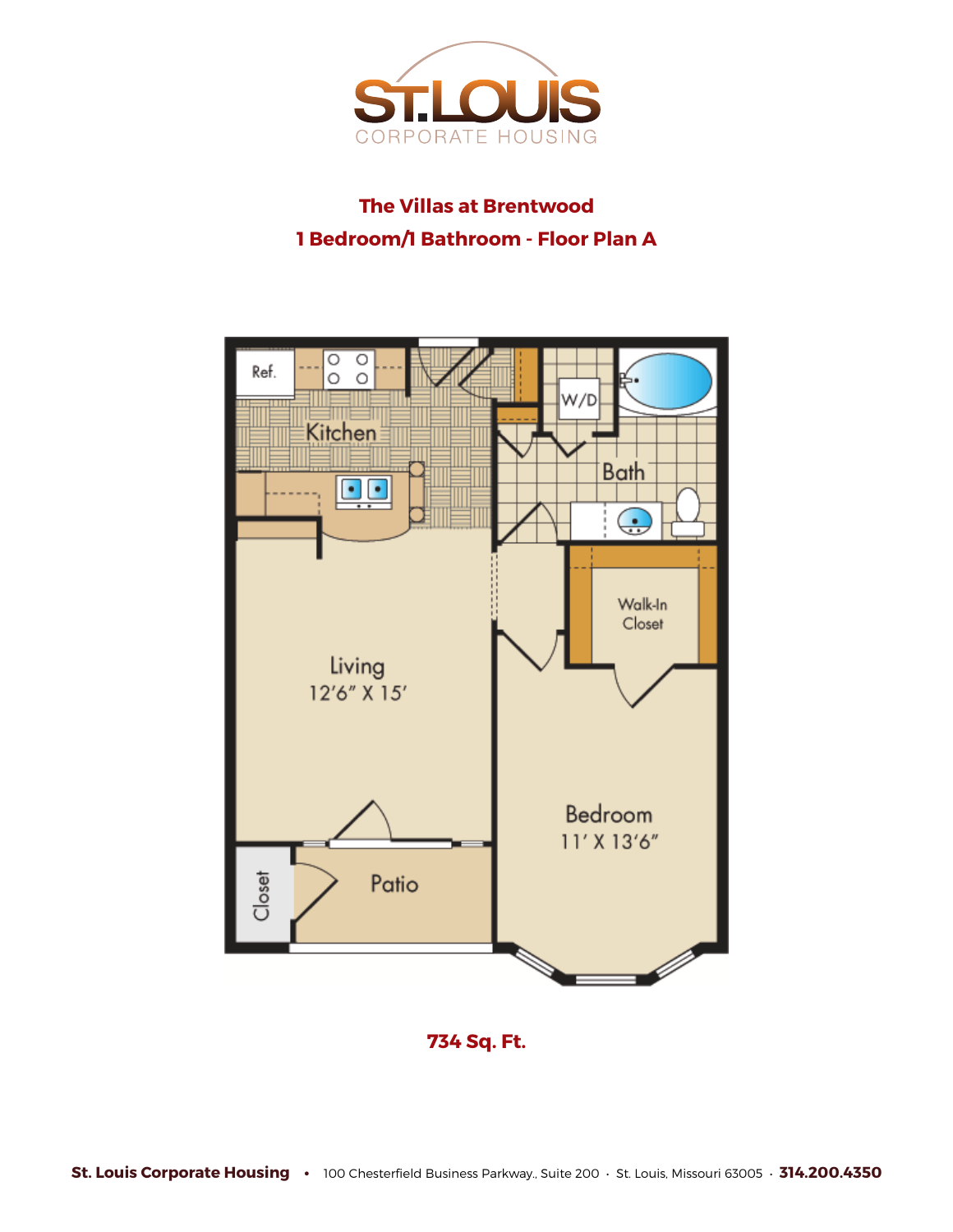ST.LOUIS
CORPORATE HOUSING

## The Villas at Brentwood

## 1 Bedroom/1 Bathroom - Floor Plan A

Ref.

Kitchen

W/D

Bath

Walk-In Closet

Living
12'6" X 15'

Bedroom
11' X 13'6"

Closet

Patio

**734 Sq. Ft.**

**St. Louis Corporate Housing** • 100 Chesterfield Business Parkway., Suite 200 · St. Louis, Missouri 63005 · **314.200.4350**